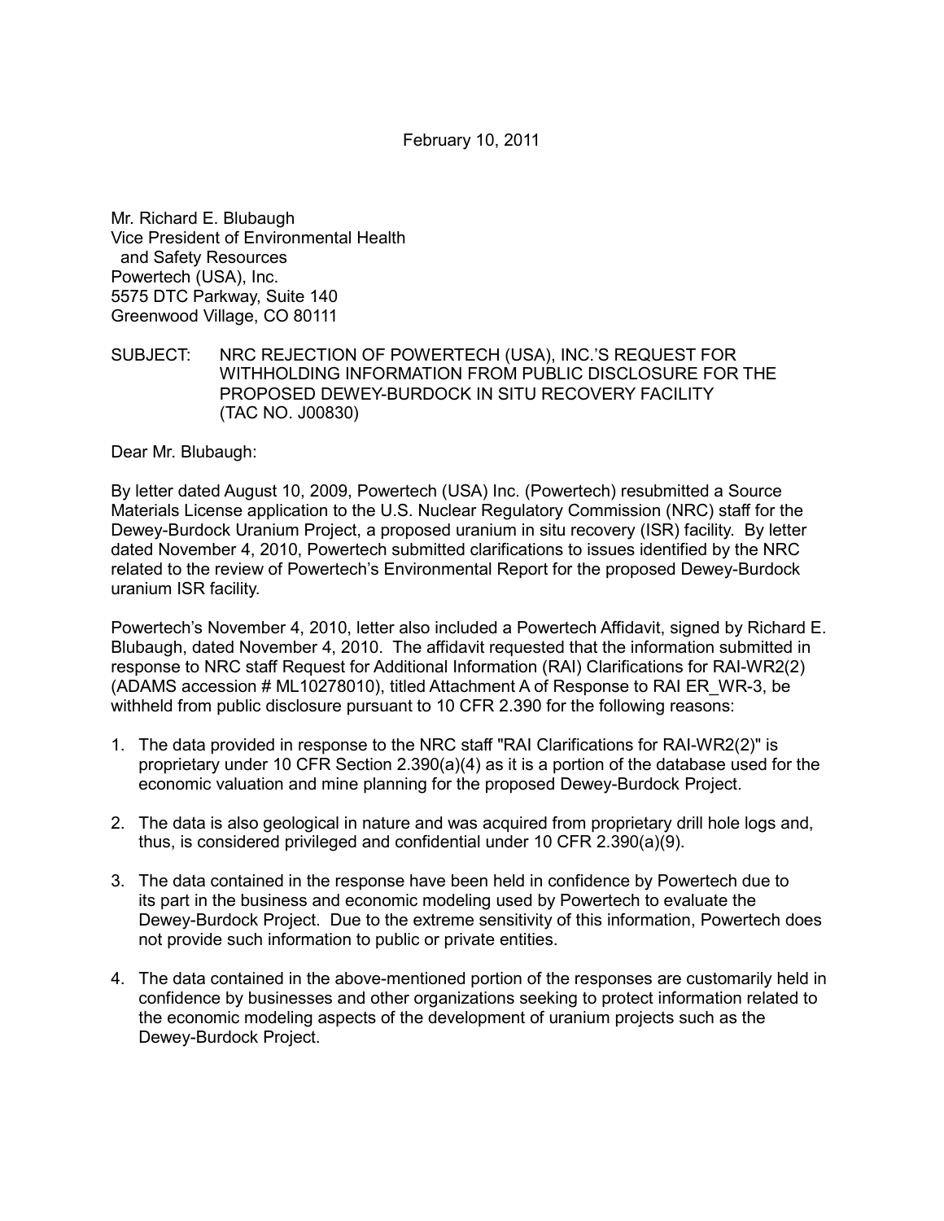February 10, 2011

Mr. Richard E. Blubaugh  
Vice President of Environmental Health  
and Safety Resources  
Powertech (USA), Inc.  
5575 DTC Parkway, Suite 140  
Greenwood Village, CO 80111

SUBJECT: NRC REJECTION OF POWERTECH (USA), INC.'S REQUEST FOR WITHHOLDING INFORMATION FROM PUBLIC DISCLOSURE FOR THE PROPOSED DEWEY-BURDOCK IN SITU RECOVERY FACILITY (TAC NO. J00830)

Dear Mr. Blubaugh:

By letter dated August 10, 2009, Powertech (USA) Inc. (Powertech) resubmitted a Source Materials License application to the U.S. Nuclear Regulatory Commission (NRC) staff for the Dewey-Burdock Uranium Project, a proposed uranium in situ recovery (ISR) facility. By letter dated November 4, 2010, Powertech submitted clarifications to issues identified by the NRC related to the review of Powertech's Environmental Report for the proposed Dewey-Burdock uranium ISR facility.

Powertech's November 4, 2010, letter also included a Powertech Affidavit, signed by Richard E. Blubaugh, dated November 4, 2010. The affidavit requested that the information submitted in response to NRC staff Request for Additional Information (RAI) Clarifications for RAI-WR2(2) (ADAMS accession # ML10278010), titled Attachment A of Response to RAI ER_WR-3, be withheld from public disclosure pursuant to 10 CFR 2.390 for the following reasons:

1. The data provided in response to the NRC staff "RAI Clarifications for RAI-WR2(2)" is proprietary under 10 CFR Section 2.390(a)(4) as it is a portion of the database used for the economic valuation and mine planning for the proposed Dewey-Burdock Project.

2. The data is also geological in nature and was acquired from proprietary drill hole logs and, thus, is considered privileged and confidential under 10 CFR 2.390(a)(9).

3. The data contained in the response have been held in confidence by Powertech due to its part in the business and economic modeling used by Powertech to evaluate the Dewey-Burdock Project. Due to the extreme sensitivity of this information, Powertech does not provide such information to public or private entities.

4. The data contained in the above-mentioned portion of the responses are customarily held in confidence by businesses and other organizations seeking to protect information related to the economic modeling aspects of the development of uranium projects such as the Dewey-Burdock Project.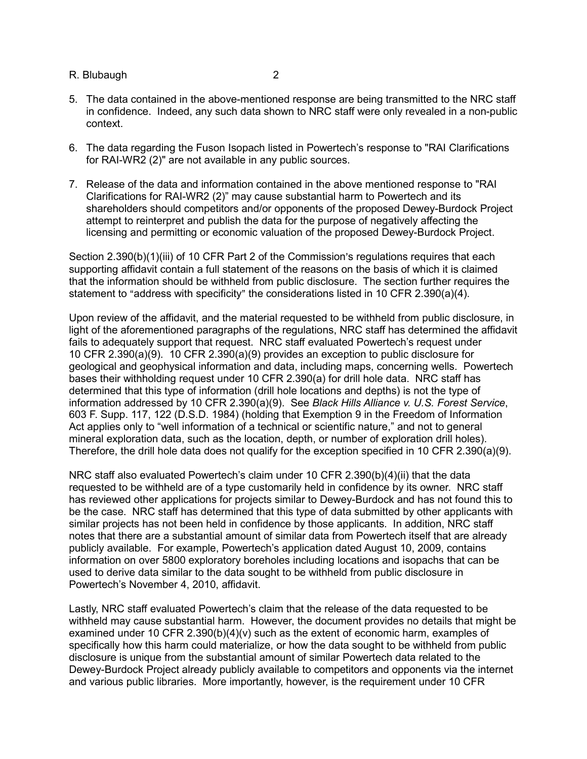5. The data contained in the above-mentioned response are being transmitted to the NRC staff in confidence. Indeed, any such data shown to NRC staff were only revealed in a non-public context.

6. The data regarding the Fuson Isopach listed in Powertech's response to "RAI Clarifications for RAI-WR2 (2)" are not available in any public sources.

7. Release of the data and information contained in the above mentioned response to "RAI Clarifications for RAI-WR2 (2)" may cause substantial harm to Powertech and its shareholders should competitors and/or opponents of the proposed Dewey-Burdock Project attempt to reinterpret and publish the data for the purpose of negatively affecting the licensing and permitting or economic valuation of the proposed Dewey-Burdock Project.

Section 2.390(b)(1)(iii) of 10 CFR Part 2 of the Commission's regulations requires that each supporting affidavit contain a full statement of the reasons on the basis of which it is claimed that the information should be withheld from public disclosure. The section further requires the statement to "address with specificity" the considerations listed in 10 CFR 2.390(a)(4).

Upon review of the affidavit, and the material requested to be withheld from public disclosure, in light of the aforementioned paragraphs of the regulations, NRC staff has determined the affidavit fails to adequately support that request. NRC staff evaluated Powertech's request under 10 CFR 2.390(a)(9). 10 CFR 2.390(a)(9) provides an exception to public disclosure for geological and geophysical information and data, including maps, concerning wells. Powertech bases their withholding request under 10 CFR 2.390(a) for drill hole data. NRC staff has determined that this type of information (drill hole locations and depths) is not the type of information addressed by 10 CFR 2.390(a)(9). See *Black Hills Alliance v. U.S. Forest Service*, 603 F. Supp. 117, 122 (D.S.D. 1984) (holding that Exemption 9 in the Freedom of Information Act applies only to "well information of a technical or scientific nature," and not to general mineral exploration data, such as the location, depth, or number of exploration drill holes). Therefore, the drill hole data does not qualify for the exception specified in 10 CFR 2.390(a)(9).

NRC staff also evaluated Powertech's claim under 10 CFR 2.390(b)(4)(ii) that the data requested to be withheld are of a type customarily held in confidence by its owner. NRC staff has reviewed other applications for projects similar to Dewey-Burdock and has not found this to be the case. NRC staff has determined that this type of data submitted by other applicants with similar projects has not been held in confidence by those applicants. In addition, NRC staff notes that there are a substantial amount of similar data from Powertech itself that are already publicly available. For example, Powertech's application dated August 10, 2009, contains information on over 5800 exploratory boreholes including locations and isopachs that can be used to derive data similar to the data sought to be withheld from public disclosure in Powertech's November 4, 2010, affidavit.

Lastly, NRC staff evaluated Powertech's claim that the release of the data requested to be withheld may cause substantial harm. However, the document provides no details that might be examined under 10 CFR 2.390(b)(4)(v) such as the extent of economic harm, examples of specifically how this harm could materialize, or how the data sought to be withheld from public disclosure is unique from the substantial amount of similar Powertech data related to the Dewey-Burdock Project already publicly available to competitors and opponents via the internet and various public libraries. More importantly, however, is the requirement under 10 CFR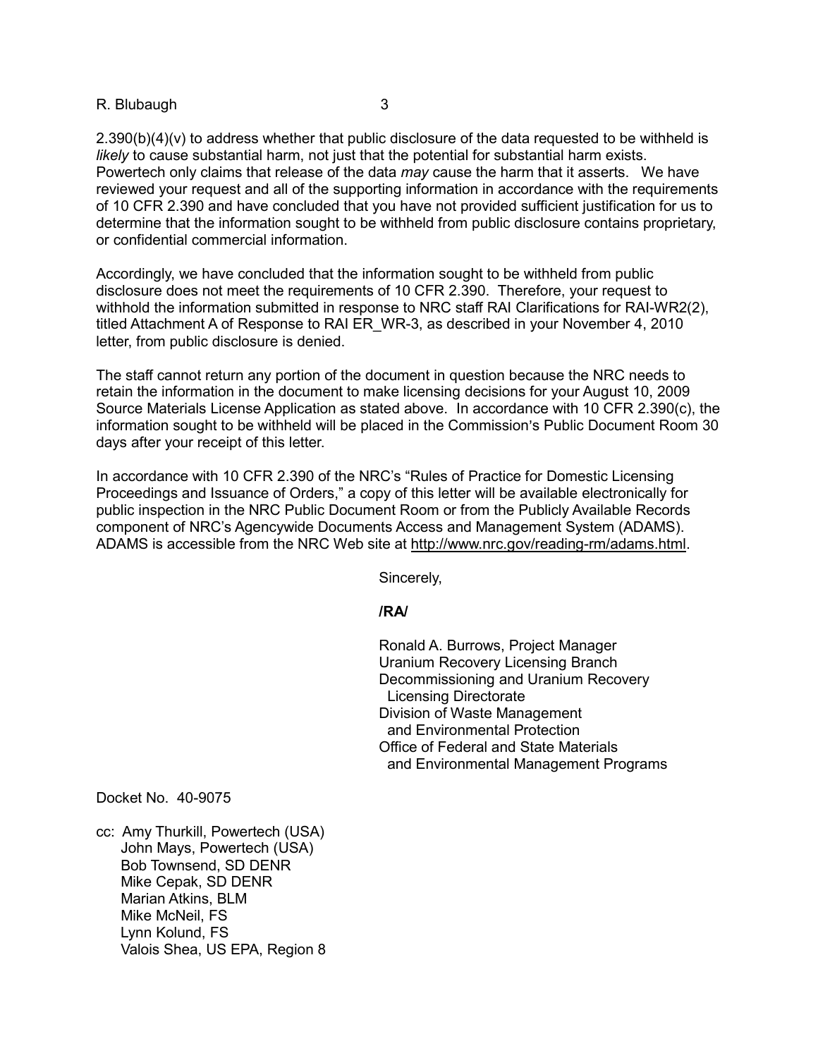2.390(b)(4)(v) to address whether that public disclosure of the data requested to be withheld is *likely* to cause substantial harm, not just that the potential for substantial harm exists. Powertech only claims that release of the data *may* cause the harm that it asserts. We have reviewed your request and all of the supporting information in accordance with the requirements of 10 CFR 2.390 and have concluded that you have not provided sufficient justification for us to determine that the information sought to be withheld from public disclosure contains proprietary, or confidential commercial information.

Accordingly, we have concluded that the information sought to be withheld from public disclosure does not meet the requirements of 10 CFR 2.390. Therefore, your request to withhold the information submitted in response to NRC staff RAI Clarifications for RAI-WR2(2), titled Attachment A of Response to RAI ER_WR-3, as described in your November 4, 2010 letter, from public disclosure is denied.

The staff cannot return any portion of the document in question because the NRC needs to retain the information in the document to make licensing decisions for your August 10, 2009 Source Materials License Application as stated above. In accordance with 10 CFR 2.390(c), the information sought to be withheld will be placed in the Commission's Public Document Room 30 days after your receipt of this letter.

In accordance with 10 CFR 2.390 of the NRC's "Rules of Practice for Domestic Licensing Proceedings and Issuance of Orders," a copy of this letter will be available electronically for public inspection in the NRC Public Document Room or from the Publicly Available Records component of NRC's Agencywide Documents Access and Management System (ADAMS). ADAMS is accessible from the NRC Web site at http://www.nrc.gov/reading-rm/adams.html.

Sincerely,

**/RA/**

Ronald A. Burrows, Project Manager
Uranium Recovery Licensing Branch
Decommissioning and Uranium Recovery Licensing Directorate
Division of Waste Management and Environmental Protection
Office of Federal and State Materials and Environmental Management Programs

Docket No. 40-9075

cc: Amy Thurkill, Powertech (USA)
John Mays, Powertech (USA)
Bob Townsend, SD DENR
Mike Cepak, SD DENR
Marian Atkins, BLM
Mike McNeil, FS
Lynn Kolund, FS
Valois Shea, US EPA, Region 8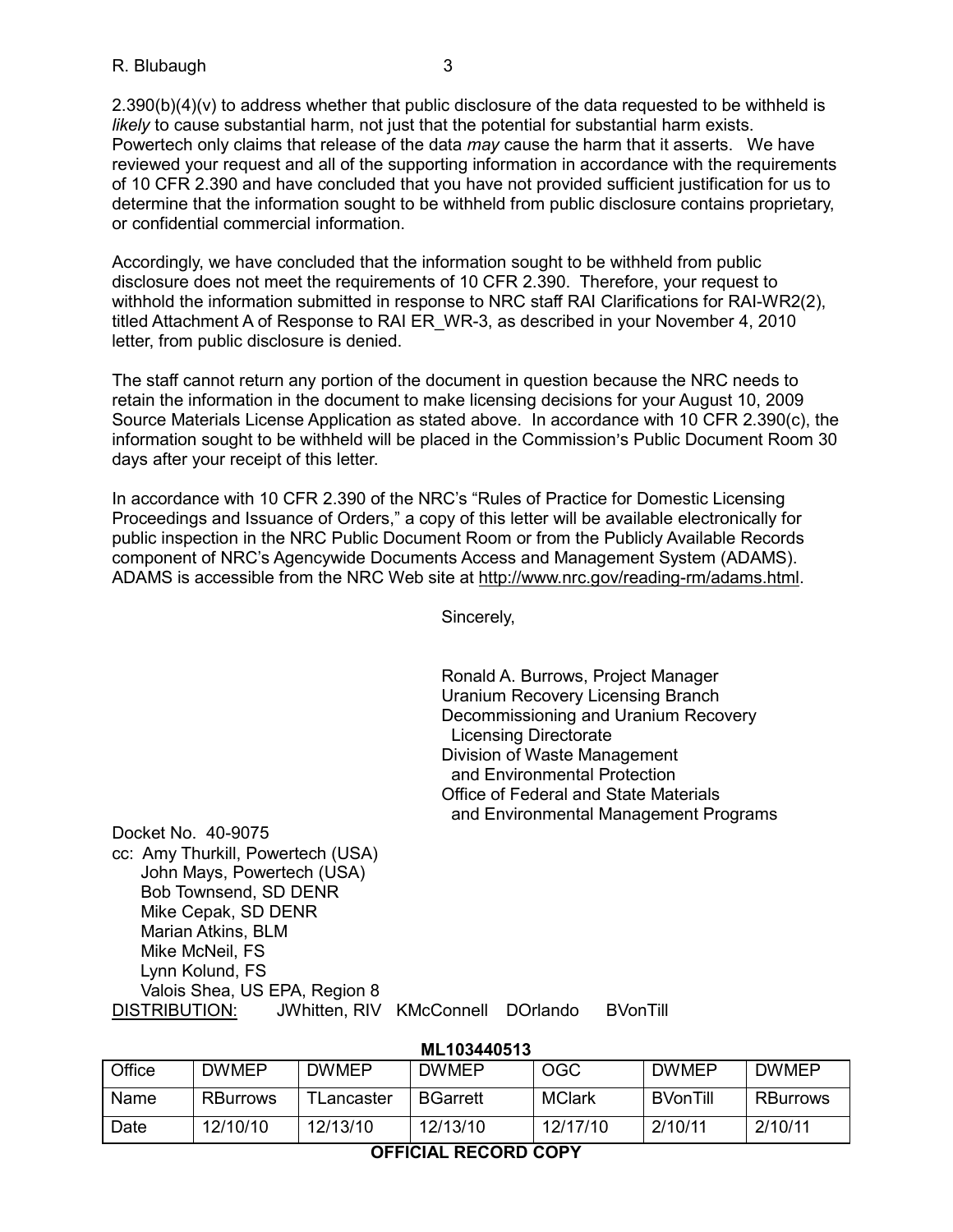2.390(b)(4)(v) to address whether that public disclosure of the data requested to be withheld is *likely* to cause substantial harm, not just that the potential for substantial harm exists. Powertech only claims that release of the data *may* cause the harm that it asserts. We have reviewed your request and all of the supporting information in accordance with the requirements of 10 CFR 2.390 and have concluded that you have not provided sufficient justification for us to determine that the information sought to be withheld from public disclosure contains proprietary, or confidential commercial information.

Accordingly, we have concluded that the information sought to be withheld from public disclosure does not meet the requirements of 10 CFR 2.390. Therefore, your request to withhold the information submitted in response to NRC staff RAI Clarifications for RAI-WR2(2), titled Attachment A of Response to RAI ER_WR-3, as described in your November 4, 2010 letter, from public disclosure is denied.

The staff cannot return any portion of the document in question because the NRC needs to retain the information in the document to make licensing decisions for your August 10, 2009 Source Materials License Application as stated above. In accordance with 10 CFR 2.390(c), the information sought to be withheld will be placed in the Commission's Public Document Room 30 days after your receipt of this letter.

In accordance with 10 CFR 2.390 of the NRC's "Rules of Practice for Domestic Licensing Proceedings and Issuance of Orders," a copy of this letter will be available electronically for public inspection in the NRC Public Document Room or from the Publicly Available Records component of NRC's Agencywide Documents Access and Management System (ADAMS). ADAMS is accessible from the NRC Web site at http://www.nrc.gov/reading-rm/adams.html.

Sincerely,

Ronald A. Burrows, Project Manager
Uranium Recovery Licensing Branch
Decommissioning and Uranium Recovery
Licensing Directorate
Division of Waste Management
and Environmental Protection
Office of Federal and State Materials
and Environmental Management Programs

Docket No. 40-9075

cc: Amy Thurkill, Powertech (USA)
John Mays, Powertech (USA)
Bob Townsend, SD DENR
Mike Cepak, SD DENR
Marian Atkins, BLM
Mike McNeil, FS
Lynn Kolund, FS
Valois Shea, US EPA, Region 8

DISTRIBUTION: JWhitten, RIV KMcConnell DOrlando BVonTill

**ML103440513**

| Office | DWMEP | DWMEP | DWMEP | OGC | DWMEP | DWMEP |
|---|---|---|---|---|---|---|
| Name | RBurrows | TLancaster | BGarrett | MClark | BVonTill | RBurrows |
| Date | 12/10/10 | 12/13/10 | 12/13/10 | 12/17/10 | 2/10/11 | 2/10/11 |

**OFFICIAL RECORD COPY**